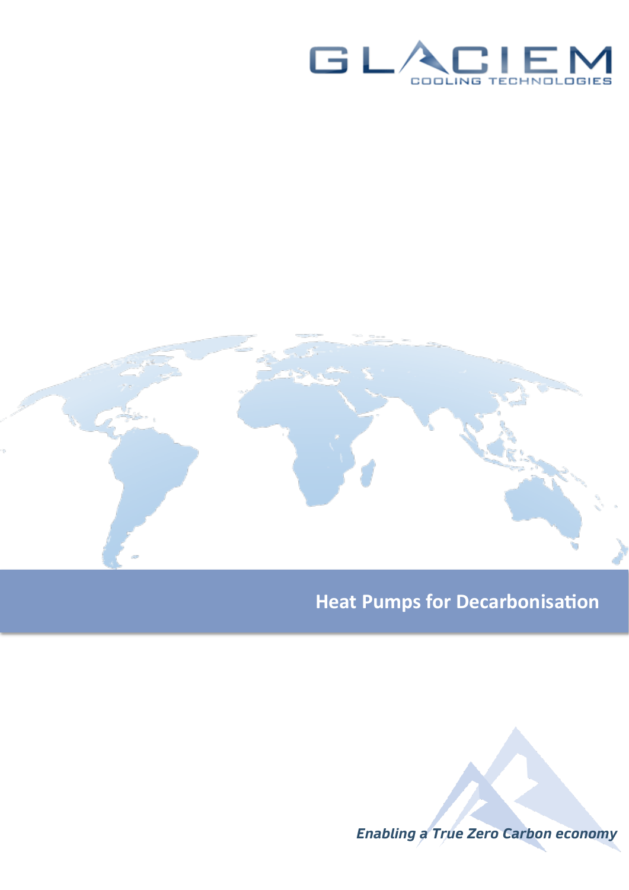GLACIEM

COOLING TECHNOLOGIES

# Heat Pumps for Decarbonisation

***Enabling a True Zero Carbon economy***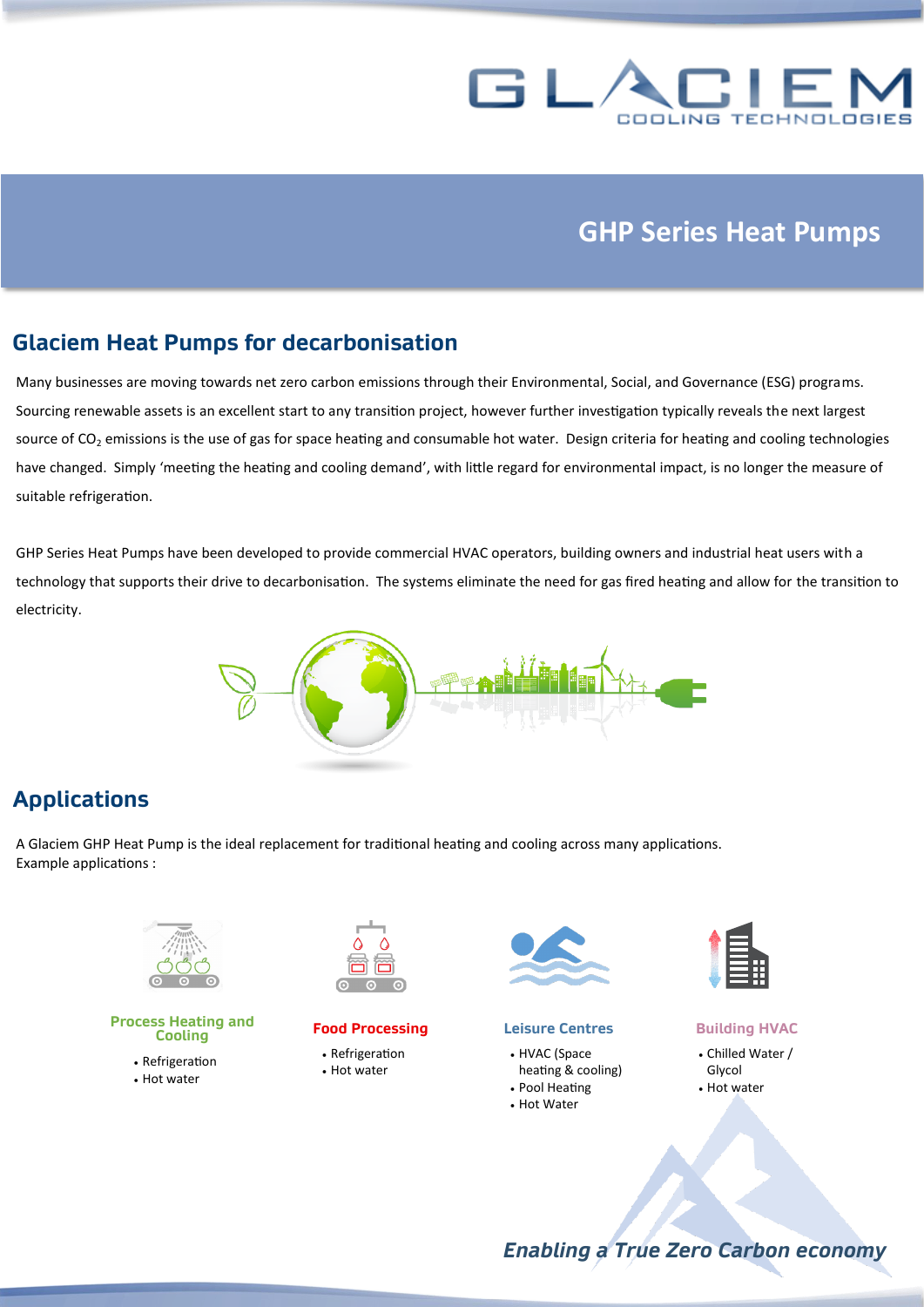# GHP Series Heat Pumps

## Glaciem Heat Pumps for decarbonisation

Many businesses are moving towards net zero carbon emissions through their Environmental, Social, and Governance (ESG) programs. Sourcing renewable assets is an excellent start to any transition project, however further investigation typically reveals the next largest source of $CO_2$ emissions is the use of gas for space heating and consumable hot water. Design criteria for heating and cooling technologies have changed. Simply 'meeting the heating and cooling demand', with little regard for environmental impact, is no longer the measure of suitable refrigeration.

GHP Series Heat Pumps have been developed to provide commercial HVAC operators, building owners and industrial heat users with a technology that supports their drive to decarbonisation. The systems eliminate the need for gas fired heating and allow for the transition to electricity.

## Applications

A Glaciem GHP Heat Pump is the ideal replacement for traditional heating and cooling across many applications.
Example applications :

**Process Heating and Cooling**

- Refrigeration
- Hot water

**Food Processing**

- Refrigeration
- Hot water

**Leisure Centres**

- HVAC (Space heating & cooling)
- Pool Heating
- Hot Water

**Building HVAC**

- Chilled Water / Glycol
- Hot water

*Enabling a True Zero Carbon economy*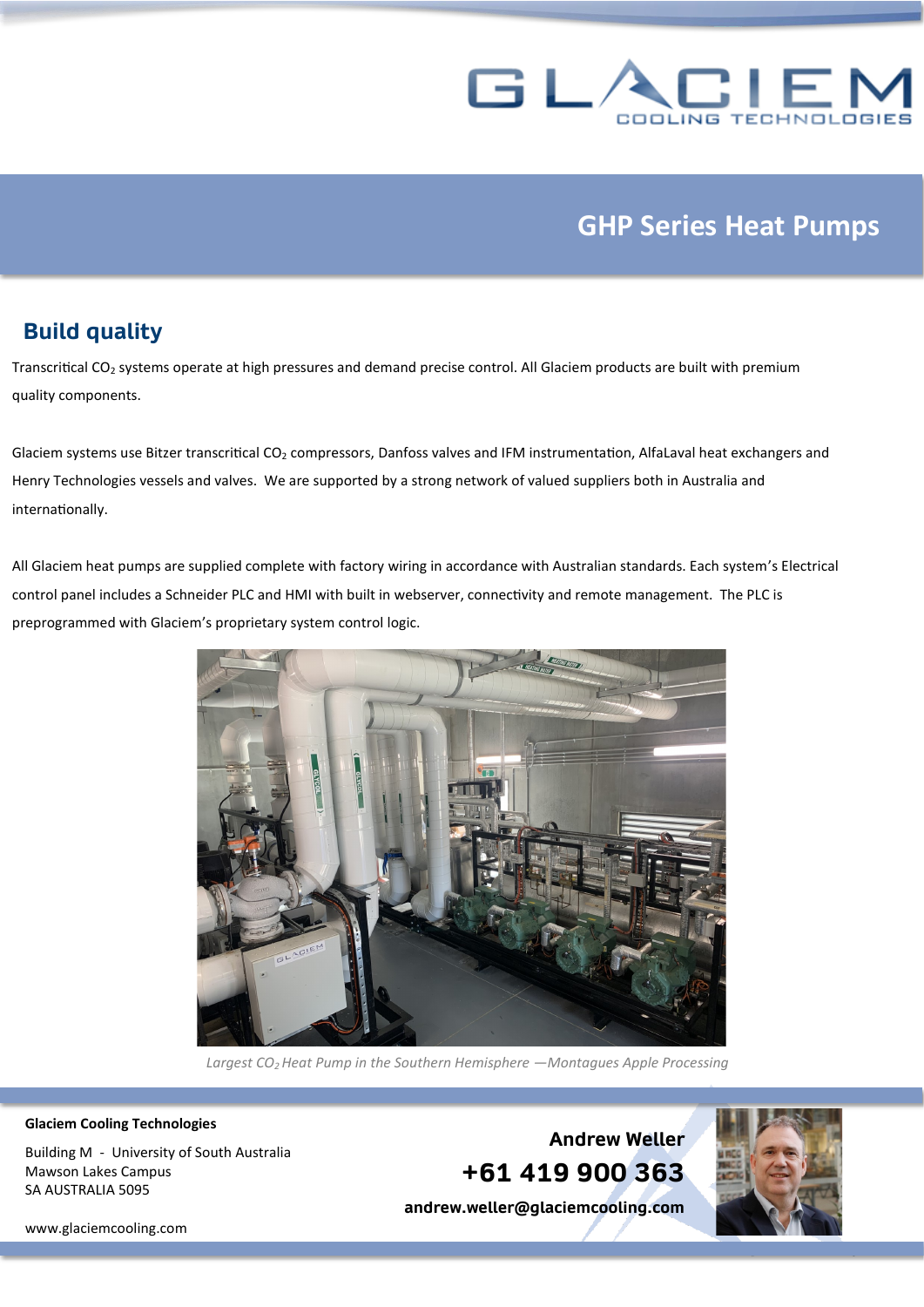## GHP Series Heat Pumps

## Build quality

Transcritical $CO_2$ systems operate at high pressures and demand precise control. All Glaciem products are built with premium quality components.

Glaciem systems use Bitzer transcritical $CO_2$ compressors, Danfoss valves and IFM instrumentation, AlfaLaval heat exchangers and Henry Technologies vessels and valves. We are supported by a strong network of valued suppliers both in Australia and internationally.

All Glaciem heat pumps are supplied complete with factory wiring in accordance with Australian standards. Each system's Electrical control panel includes a Schneider PLC and HMI with built in webserver, connectivity and remote management. The PLC is preprogrammed with Glaciem's proprietary system control logic.

*Largest $CO_2$ Heat Pump in the Southern Hemisphere —Montagues Apple Processing*

**Glaciem Cooling Technologies**

Building M - University of South Australia
Mawson Lakes Campus
SA AUSTRALIA 5095

www.glaciemcooling.com

**Andrew Weller**
**+61 419 900 363**
**andrew.weller@glaciemcooling.com**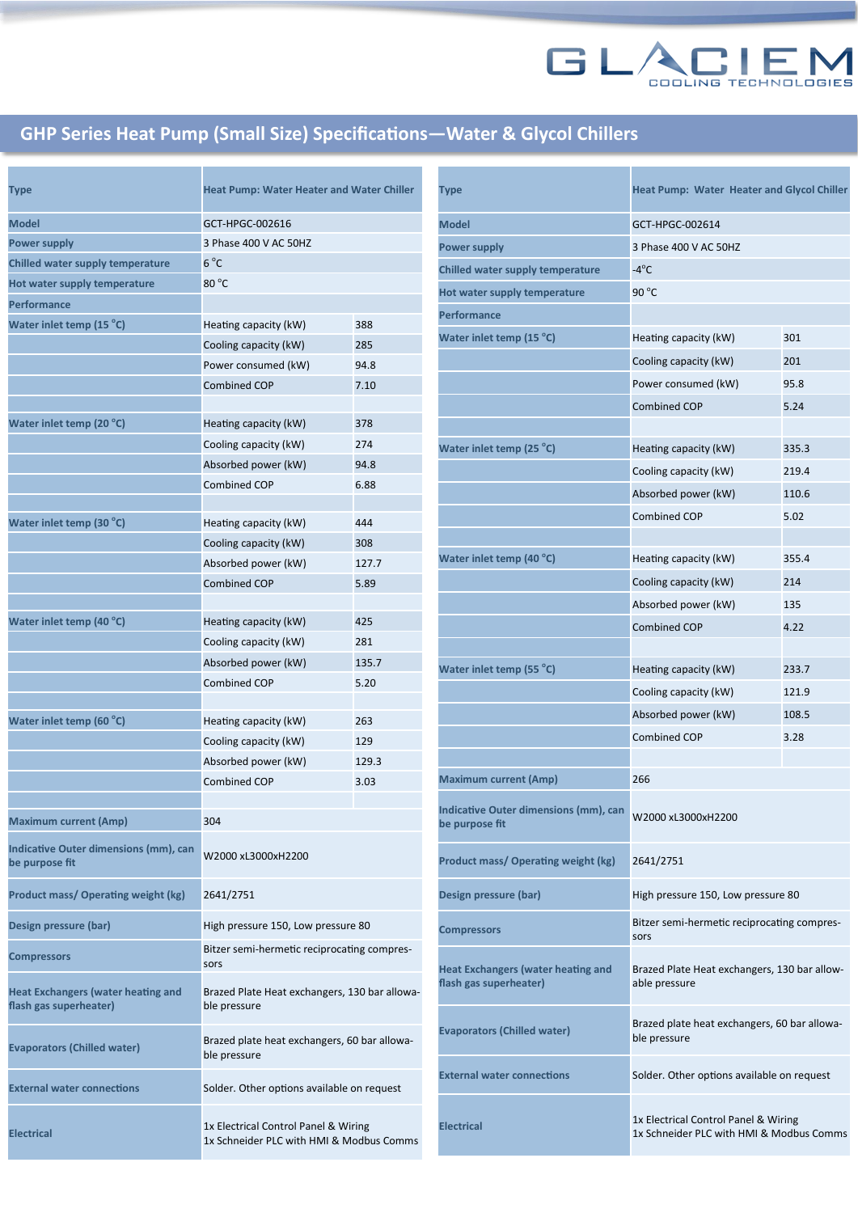# GHP Series Heat Pump (Small Size) Specifications—Water & Glycol Chillers

| Type | Heat Pump: Water Heater and Water Chiller | |
|---|---|---|
| Model | GCT-HPGC-002616 | |
| Power supply | 3 Phase 400 V AC 50HZ | |
| Chilled water supply temperature | 6 °C | |
| Hot water supply temperature | 80 °C | |
| Performance | | |
| Water inlet temp (15 °C) | Heating capacity (kW) | 388 |
| | Cooling capacity (kW) | 285 |
| | Power consumed (kW) | 94.8 |
| | Combined COP | 7.10 |
| | | |
| Water inlet temp (20 °C) | Heating capacity (kW) | 378 |
| | Cooling capacity (kW) | 274 |
| | Absorbed power (kW) | 94.8 |
| | Combined COP | 6.88 |
| | | |
| Water inlet temp (30 °C) | Heating capacity (kW) | 444 |
| | Cooling capacity (kW) | 308 |
| | Absorbed power (kW) | 127.7 |
| | Combined COP | 5.89 |
| | | |
| Water inlet temp (40 °C) | Heating capacity (kW) | 425 |
| | Cooling capacity (kW) | 281 |
| | Absorbed power (kW) | 135.7 |
| | Combined COP | 5.20 |
| | | |
| Water inlet temp (60 °C) | Heating capacity (kW) | 263 |
| | Cooling capacity (kW) | 129 |
| | Absorbed power (kW) | 129.3 |
| | Combined COP | 3.03 |
| | | |
| Maximum current (Amp) | 304 | |
| Indicative Outer dimensions (mm), can be purpose fit | W2000 xL3000xH2200 | |
| Product mass/ Operating weight (kg) | 2641/2751 | |
| Design pressure (bar) | High pressure 150, Low pressure 80 | |
| Compressors | Bitzer semi-hermetic reciprocating compressors | |
| Heat Exchangers (water heating and flash gas superheater) | Brazed Plate Heat exchangers, 130 bar allowable pressure | |
| Evaporators (Chilled water) | Brazed plate heat exchangers, 60 bar allowable pressure | |
| External water connections | Solder. Other options available on request | |
| Electrical | 1x Electrical Control Panel & Wiring<br>1x Schneider PLC with HMI & Modbus Comms | |

| Type | Heat Pump: Water Heater and Glycol Chiller | |
|---|---|---|
| Model | GCT-HPGC-002614 | |
| Power supply | 3 Phase 400 V AC 50HZ | |
| Chilled water supply temperature | -4°C | |
| Hot water supply temperature | 90 °C | |
| Performance | | |
| Water inlet temp (15 °C) | Heating capacity (kW) | 301 |
| | Cooling capacity (kW) | 201 |
| | Power consumed (kW) | 95.8 |
| | Combined COP | 5.24 |
| | | |
| Water inlet temp (25 °C) | Heating capacity (kW) | 335.3 |
| | Cooling capacity (kW) | 219.4 |
| | Absorbed power (kW) | 110.6 |
| | Combined COP | 5.02 |
| | | |
| Water inlet temp (40 °C) | Heating capacity (kW) | 355.4 |
| | Cooling capacity (kW) | 214 |
| | Absorbed power (kW) | 135 |
| | Combined COP | 4.22 |
| | | |
| Water inlet temp (55 °C) | Heating capacity (kW) | 233.7 |
| | Cooling capacity (kW) | 121.9 |
| | Absorbed power (kW) | 108.5 |
| | Combined COP | 3.28 |
| | | |
| Maximum current (Amp) | 266 | |
| Indicative Outer dimensions (mm), can be purpose fit | W2000 xL3000xH2200 | |
| Product mass/ Operating weight (kg) | 2641/2751 | |
| Design pressure (bar) | High pressure 150, Low pressure 80 | |
| Compressors | Bitzer semi-hermetic reciprocating compressors | |
| Heat Exchangers (water heating and flash gas superheater) | Brazed Plate Heat exchangers, 130 bar allowable pressure | |
| Evaporators (Chilled water) | Brazed plate heat exchangers, 60 bar allowable pressure | |
| External water connections | Solder. Other options available on request | |
| Electrical | 1x Electrical Control Panel & Wiring<br>1x Schneider PLC with HMI & Modbus Comms | |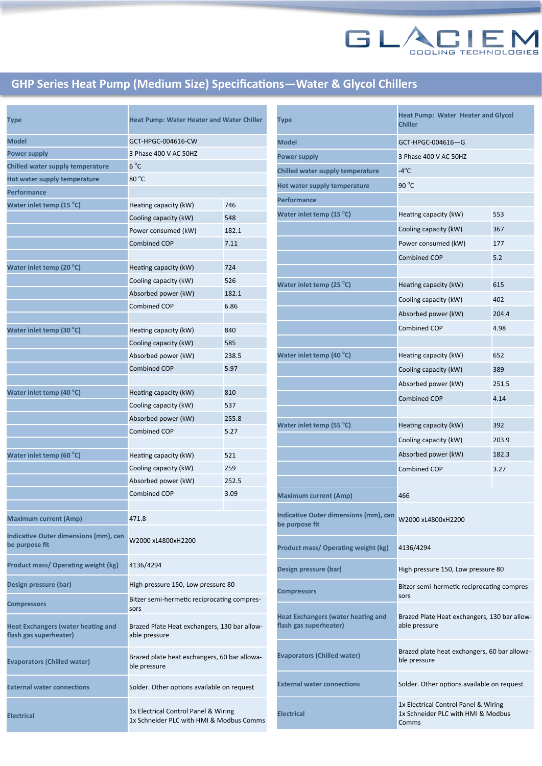# GHP Series Heat Pump (Medium Size) Specifications—Water & Glycol Chillers

| Type | Heat Pump: Water Heater and Water Chiller | |
|---|---|---|
| Model | GCT-HPGC-004616-CW | |
| Power supply | 3 Phase 400 V AC 50HZ | |
| Chilled water supply temperature | 6 °C | |
| Hot water supply temperature | 80 °C | |
| Performance | | |
| Water inlet temp (15 °C) | Heating capacity (kW) | 746 |
| | Cooling capacity (kW) | 548 |
| | Power consumed (kW) | 182.1 |
| | Combined COP | 7.11 |
| | | |
| Water inlet temp (20 °C) | Heating capacity (kW) | 724 |
| | Cooling capacity (kW) | 526 |
| | Absorbed power (kW) | 182.1 |
| | Combined COP | 6.86 |
| | | |
| Water inlet temp (30 °C) | Heating capacity (kW) | 840 |
| | Cooling capacity (kW) | 585 |
| | Absorbed power (kW) | 238.5 |
| | Combined COP | 5.97 |
| | | |
| Water inlet temp (40 °C) | Heating capacity (kW) | 810 |
| | Cooling capacity (kW) | 537 |
| | Absorbed power (kW) | 255.8 |
| | Combined COP | 5.27 |
| | | |
| Water inlet temp (60 °C) | Heating capacity (kW) | 521 |
| | Cooling capacity (kW) | 259 |
| | Absorbed power (kW) | 252.5 |
| | Combined COP | 3.09 |
| | | |
| Maximum current (Amp) | 471.8 | |
| Indicative Outer dimensions (mm), can be purpose fit | W2000 xL4800xH2200 | |
| Product mass/ Operating weight (kg) | 4136/4294 | |
| Design pressure (bar) | High pressure 150, Low pressure 80 | |
| Compressors | Bitzer semi-hermetic reciprocating compressors | |
| Heat Exchangers (water heating and flash gas superheater) | Brazed Plate Heat exchangers, 130 bar allowable pressure | |
| Evaporators (Chilled water) | Brazed plate heat exchangers, 60 bar allowable pressure | |
| External water connections | Solder. Other options available on request | |
| Electrical | 1x Electrical Control Panel & Wiring<br>1x Schneider PLC with HMI & Modbus Comms | |

| Type | Heat Pump: Water Heater and Glycol Chiller | |
|---|---|---|
| Model | GCT-HPGC-004616—G | |
| Power supply | 3 Phase 400 V AC 50HZ | |
| Chilled water supply temperature | -4°C | |
| Hot water supply temperature | 90 °C | |
| Performance | | |
| Water inlet temp (15 °C) | Heating capacity (kW) | 553 |
| | Cooling capacity (kW) | 367 |
| | Power consumed (kW) | 177 |
| | Combined COP | 5.2 |
| | | |
| Water inlet temp (25 °C) | Heating capacity (kW) | 615 |
| | Cooling capacity (kW) | 402 |
| | Absorbed power (kW) | 204.4 |
| | Combined COP | 4.98 |
| | | |
| Water inlet temp (40 °C) | Heating capacity (kW) | 652 |
| | Cooling capacity (kW) | 389 |
| | Absorbed power (kW) | 251.5 |
| | Combined COP | 4.14 |
| | | |
| Water inlet temp (55 °C) | Heating capacity (kW) | 392 |
| | Cooling capacity (kW) | 203.9 |
| | Absorbed power (kW) | 182.3 |
| | Combined COP | 3.27 |
| | | |
| Maximum current (Amp) | 466 | |
| Indicative Outer dimensions (mm), can be purpose fit | W2000 xL4800xH2200 | |
| Product mass/ Operating weight (kg) | 4136/4294 | |
| Design pressure (bar) | High pressure 150, Low pressure 80 | |
| Compressors | Bitzer semi-hermetic reciprocating compressors | |
| Heat Exchangers (water heating and flash gas superheater) | Brazed Plate Heat exchangers, 130 bar allowable pressure | |
| Evaporators (Chilled water) | Brazed plate heat exchangers, 60 bar allowable pressure | |
| External water connections | Solder. Other options available on request | |
| Electrical | 1x Electrical Control Panel & Wiring<br>1x Schneider PLC with HMI & Modbus Comms | |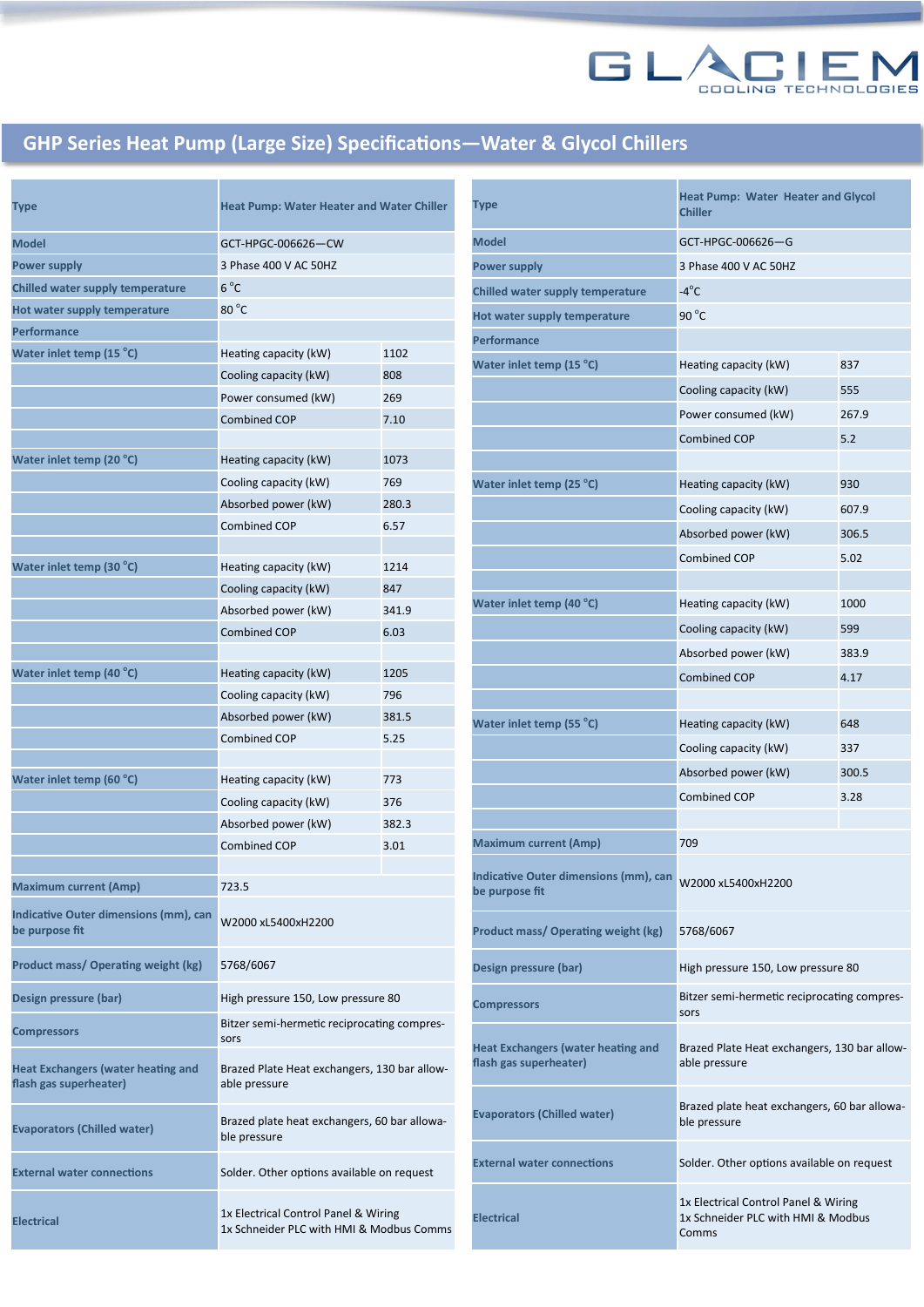# GHP Series Heat Pump (Large Size) Specifications—Water & Glycol Chillers

| Type | Heat Pump: Water Heater and Water Chiller | |
|---|---|---|
| Model | GCT-HPGC-006626—CW | |
| Power supply | 3 Phase 400 V AC 50HZ | |
| Chilled water supply temperature | 6 °C | |
| Hot water supply temperature | 80 °C | |
| Performance | | |
| Water inlet temp (15 °C) | Heating capacity (kW) | 1102 |
| | Cooling capacity (kW) | 808 |
| | Power consumed (kW) | 269 |
| | Combined COP | 7.10 |
| | | |
| Water inlet temp (20 °C) | Heating capacity (kW) | 1073 |
| | Cooling capacity (kW) | 769 |
| | Absorbed power (kW) | 280.3 |
| | Combined COP | 6.57 |
| | | |
| Water inlet temp (30 °C) | Heating capacity (kW) | 1214 |
| | Cooling capacity (kW) | 847 |
| | Absorbed power (kW) | 341.9 |
| | Combined COP | 6.03 |
| | | |
| Water inlet temp (40 °C) | Heating capacity (kW) | 1205 |
| | Cooling capacity (kW) | 796 |
| | Absorbed power (kW) | 381.5 |
| | Combined COP | 5.25 |
| | | |
| Water inlet temp (60 °C) | Heating capacity (kW) | 773 |
| | Cooling capacity (kW) | 376 |
| | Absorbed power (kW) | 382.3 |
| | Combined COP | 3.01 |
| | | |
| Maximum current (Amp) | 723.5 | |
| Indicative Outer dimensions (mm), can be purpose fit | W2000 xL5400xH2200 | |
| Product mass/ Operating weight (kg) | 5768/6067 | |
| Design pressure (bar) | High pressure 150, Low pressure 80 | |
| Compressors | Bitzer semi-hermetic reciprocating compressors | |
| Heat Exchangers (water heating and flash gas superheater) | Brazed Plate Heat exchangers, 130 bar allowable pressure | |
| Evaporators (Chilled water) | Brazed plate heat exchangers, 60 bar allowable pressure | |
| External water connections | Solder. Other options available on request | |
| Electrical | 1x Electrical Control Panel & Wiring<br>1x Schneider PLC with HMI & Modbus Comms | |

| Type | Heat Pump: Water Heater and Glycol Chiller | |
|---|---|---|
| Model | GCT-HPGC-006626—G | |
| Power supply | 3 Phase 400 V AC 50HZ | |
| Chilled water supply temperature | -4°C | |
| Hot water supply temperature | 90 °C | |
| Performance | | |
| Water inlet temp (15 °C) | Heating capacity (kW) | 837 |
| | Cooling capacity (kW) | 555 |
| | Power consumed (kW) | 267.9 |
| | Combined COP | 5.2 |
| | | |
| Water inlet temp (25 °C) | Heating capacity (kW) | 930 |
| | Cooling capacity (kW) | 607.9 |
| | Absorbed power (kW) | 306.5 |
| | Combined COP | 5.02 |
| | | |
| Water inlet temp (40 °C) | Heating capacity (kW) | 1000 |
| | Cooling capacity (kW) | 599 |
| | Absorbed power (kW) | 383.9 |
| | Combined COP | 4.17 |
| | | |
| Water inlet temp (55 °C) | Heating capacity (kW) | 648 |
| | Cooling capacity (kW) | 337 |
| | Absorbed power (kW) | 300.5 |
| | Combined COP | 3.28 |
| | | |
| Maximum current (Amp) | 709 | |
| Indicative Outer dimensions (mm), can be purpose fit | W2000 xL5400xH2200 | |
| Product mass/ Operating weight (kg) | 5768/6067 | |
| Design pressure (bar) | High pressure 150, Low pressure 80 | |
| Compressors | Bitzer semi-hermetic reciprocating compressors | |
| Heat Exchangers (water heating and flash gas superheater) | Brazed Plate Heat exchangers, 130 bar allowable pressure | |
| Evaporators (Chilled water) | Brazed plate heat exchangers, 60 bar allowable pressure | |
| External water connections | Solder. Other options available on request | |
| Electrical | 1x Electrical Control Panel & Wiring<br>1x Schneider PLC with HMI & Modbus Comms | |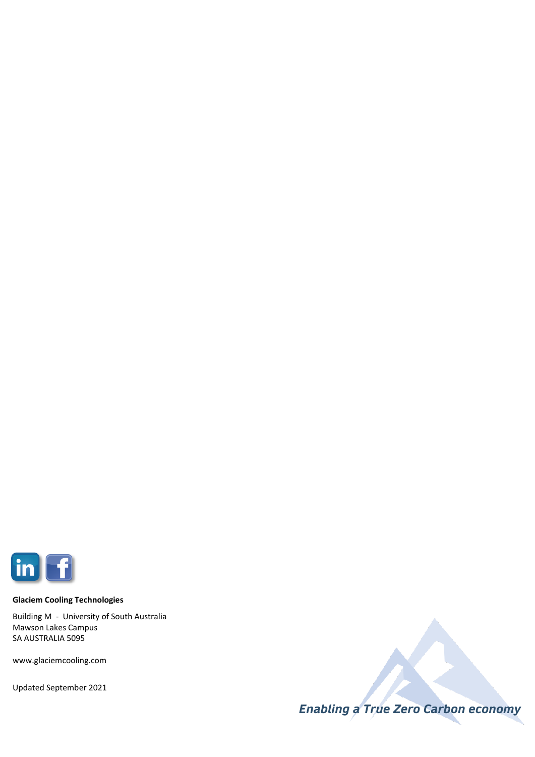**Glaciem Cooling Technologies**

Building M - University of South Australia
Mawson Lakes Campus
SA AUSTRALIA 5095

www.glaciemcooling.com

Updated September 2021

*Enabling a True Zero Carbon economy*